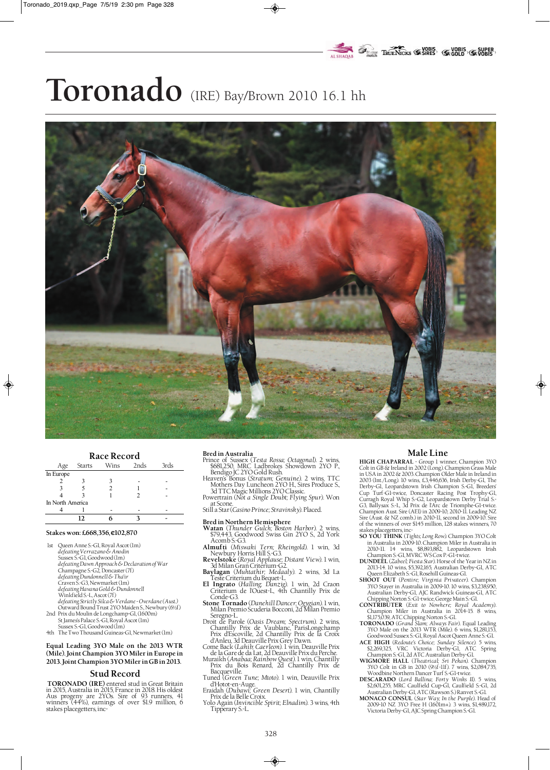# Toronado (IRE) Bay/Brown 2010 16.1 hh

## Race Record

| Age | Starts | Wins | 2nds | 3rds |
|---|---|---|---|---|
| In Europe | | | | |
| 2 | 3 | 3 | - | - |
| 3 | 5 | 2 | 1 | - |
| 4 | 3 | 1 | 2 | - |
| In North America | | | | |
| 4 | 1 | - | - | - |
| | 12 | 6 | 3 | - |

**Stakes won: £668,356,€102,870**

1st Queen Anne S.-G1, Royal Ascot (1m)
*defeating Verrazano & Anodin*
Sussex S.-G1, Goodwood (1m)
*defeating Dawn Approach & Declaration of War*
Champagne S.-G2, Doncaster (7f)
*defeating Dundonnell & Tha'ir*
Craven S.-G3, Newmarket (1m)
*defeating Havana Gold & Dundonnell*
Winkfield S.-L, Ascot (7f)
*defeating Strictly Silca & Verdane-Overdane (Aust.)*
Outward Bound Trust 2YO Maiden S., Newbury (6½f)
2nd Prix du Moulin de Longchamp-G1, (1600m)
St James's Palace S.-G1, Royal Ascot (1m)
Sussex S.-G1, Goodwood (1m)
4th The Two Thousand Guineas-G1, Newmarket (1m)

**Equal Leading 3YO Male on the 2013 WTR (Mile). Joint Champion 3YO Miler in Europe in 2013. Joint Champion 3YO Miler in GB in 2013.**

## Stud Record

**TORONADO (IRE)** entered stud in Great Britain in 2015, Australia in 2015, France in 2018. His oldest Aus progeny are 2YOs. Sire of 93 runners, 41 winners (44%), earnings of over $1.9 million, 6 stakes placegetters, inc-

**Bred in Australia**
Prince of Sussex (*Testa Rossa; Octagonal*). 2 wins, $681,250, MRC Ladbrokes Showdown 2YO P., Bendigo JC 2YO Gold Rush.
Heaven's Bonus (*Stratum; Genuine*). 2 wins, TTC Mothers Day Luncheon 2YO H., Sires Produce S., 3d TTC Magic Millions 2YO Classic.
Powertrain (*Not a Single Doubt; Flying Spur*). Won at Scone.
Still a Star (*Casino Prince; Stravinsky*). Placed.

**Bred in Northern Hemisphere**
**Watan** (*Thunder Gulch; Boston Harbor*). 2 wins, $79,443, Goodwood Swiss Gin 2YO S., 2d York Acomb S.-G3.
**Almufti** (*Miswaki Tern; Rheingold*). 1 win, 3d Newbury Horris Hill S.-G3.
**Revelstoke** (*Royal Applause; Distant View*). 1 win, 3d Milan Gran Criterium-G2.
**Baylagan** (*Muhtathir; Medaaly*). 2 wins, 3d La Teste Criterium du Bequet-L.
**El Ingrato** (*Halling; Danzig*). 1 win, 2d Craon Criterium de l'Ouest-L, 4th Chantilly Prix de Conde-G3.
**Stone Tornado** (*Danehill Dancer; Ogygian*). 1 win, Milan Premio Scuderia Bocconi, 2d Milan Premio Seregno-L.
Droit de Parole (*Oasis Dream; Spectrum*). 2 wins, Chantilly Prix de Vaublanc, ParisLongchamp Prix d'Escoville, 2d Chantilly Prix de la Croix d'Anleu, 3d Deauville Prix Grey Dawn.
Come Back (*Lahib; Caerleon*). 1 win, Deauville Prix de la Gare de da Lat, 2d Deauville Prix du Perche.
Muraikh (*Anabaa; Rainbow Quest*). 1 win, Chantilly Prix du Bois Renard, 2d Chantilly Prix de Bacqueville.
Tuned (*Green Tune; Mtoto*). 1 win, Deauville Prix d'Hotot-en-Auge.
Eraidah (*Dubawi; Green Desert*). 1 win, Chantilly Prix de la Belle Croix.
Yolo Again (*Invincible Spirit; Elnadim*). 3 wins, 4th Tipperary S.-L.

## Male Line

**HIGH CHAPARRAL** - Group 1 winner, Champion 3YO Colt in GB & Ireland in 2002 (Long). Champion Grass Male in USA in 2002 & 2003. Champion Older Male in Ireland in 2003 (Int./Long). 10 wins, £3,446,636, Irish Derby-G1, The Derby-G1, Leopardstown Irish Champion S.-G1, Breeders' Cup Turf-G1-twice, Doncaster Racing Post Trophy-G1, Curragh Royal Whip S.-G2, Leopardstown Derby Trial S.-G3, Ballysax S.-L, 3d Prix de l'Arc de Triomphe-G1-twice. Champion Aust. Sire (AEI) in 2009-10, 2010-11. Leading NZ Sire (Aust. & NZ comb.) in 2010-11, second in 2009-10. Sire of the winners of over $145 million, 128 stakes winners, 70 stakes placegetters, inc-
**SO YOU THINK** (*Tights; Long Row*). Champion 3YO Colt in Australia in 2009-10. Champion Miler in Australia in 2010-11. 14 wins, $8,893,882, Leopardstown Irish Champion S.-G1, MVRC WS Cox P.-G1-twice.
**DUNDEEL** (*Zabeel; Fiesta Star*). Horse of the Year in NZ in 2013-14. 10 wins, $5,392,165, Australian Derby-G1, ATC Queen Elizabeth S.-G1, Rosehill Guineas-G1.
**SHOOT OUT** (*Pentire; Virginia Privateer*). Champion 3YO Stayer in Australia in 2009-10. 10 wins, $3,238,950, Australian Derby-G1, AJC Randwick Guineas-G1, ATC Chipping Norton S.-G1-twice, George Main S.-G1.
**CONTRIBUTER** (*Exit to Nowhere; Royal Academy*). Champion Miler in Australia in 2014-15. 8 wins, $1,175,039, ATC Chipping Norton S.-G1.
**TORONADO** (*Grand Slam; Always Fair*). Equal Leading 3YO Male on the 2013 WTR (Mile). 6 wins, $1,281,153, Goodwood Sussex S.-G1, Royal Ascot Queen Anne S.-G1.
**ACE HIGH** (*Redoute's Choice; Sunday Silence*). 5 wins, $2,269,325, VRC Victoria Derby-G1, ATC Spring Champion S.-G1, 2d ATC Australian Derby-G1.
**WIGMORE HALL** (*Theatrical; Sri Pekan*). Champion 3YO Colt in GB in 2010 (9½f-11f). 7 wins, $2,084,735, Woodbine Northern Dancer Turf S.-G1-twice.
**DESCARADO** (*Lord Ballina; Forty Winks II*). 5 wins, $2,601,255, MRC Caulfield Cup-G1, Caulfield S.-G1, 2d Australian Derby-G1, ATC (Rawson S.) Ranvet S.-G1.
**MONACO CONSUL** (*Star Way; In the Purple*). Head of 2009-10 NZ 3YO Free H (1601m+). 3 wins, $1,489,172, Victoria Derby-G1, AJC Spring Champion S.-G1.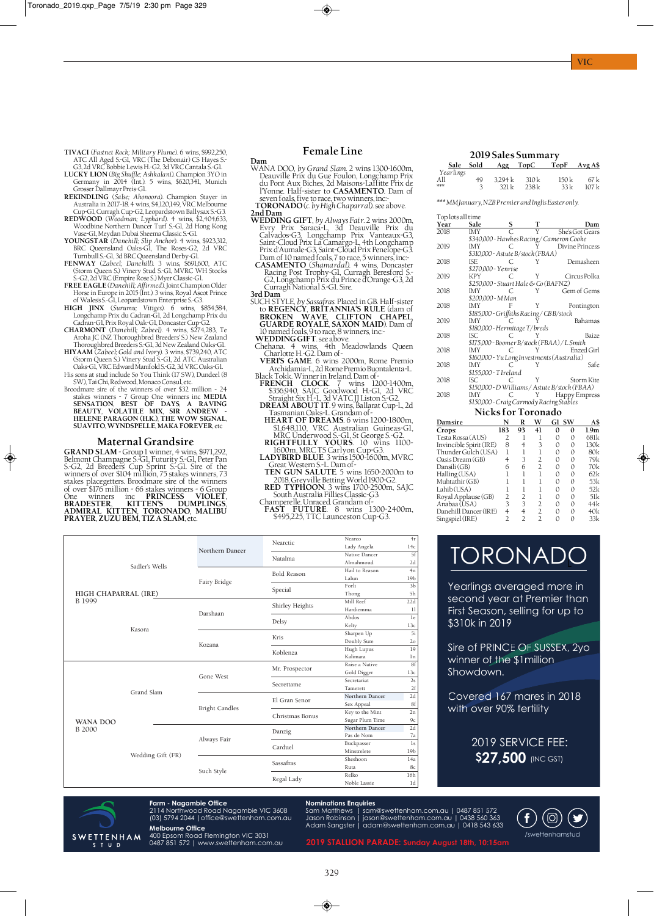**TIVACI** (*Fastnet Rock; Military Plume*). 6 wins, $992,250, ATC All Aged S.-Gl, VRC (The Debonair) CS Hayes S.-G3, 2d VRC Bobbie Lewis H.-G2, 3d VRC Cantala S.-Gl.
**LUCKY LION** (*Big Shuffle; Ashkalani*). Champion 3YO in Germany in 2014 (Int.). 5 wins, $620,341, Munich Grosser Dallmayr Preis-Gl.
**REKINDLING** (*Salse; Ahonoora*). Champion Stayer in Australia in 2017-18. 4 wins, $4,120,149, VRC Melbourne Cup-Gl, Curragh Cup-G2, Leopardstown Ballysax S.-G3.
**REDWOOD** (*Woodman; Lyphard*). 4 wins, $2,404,633, Woodbine Northern Dancer Turf S.-Gl, 2d Hong Kong Vase-Gl, Meydan Dubai Sheema Classic S.-Gl.
**YOUNGSTAR** (*Danehill; Slip Anchor*). 4 wins, $923,312, BRC Queensland Oaks-Gl, The Roses-G2, 2d VRC Turnbull S.-Gl, 3d BRC Queensland Derby-Gl.
**FENWAY** (*Zabeel; Danehill*). 3 wins, $691,600, ATC (Storm Queen S.) Vinery Stud S.-Gl, MVRC WH Stocks S.-G2, 2d VRC (Empire Rose S.) Myer Classic-Gl.
**FREE EAGLE** (*Danehill; Affirmed*). Joint Champion Older Horse in Europe in 2015 (Int.). 3 wins, Royal Ascot Prince of Wales's S.-Gl, Leopardstown Enterprise S.-G3.
**HIGH JINX** (*Surumu; Vitiges*). 6 wins, $854,584, Longchamp Prix du Cadran-Gl, 2d Longchamp Prix du Cadran-Gl, Prix Royal Oak-Gl, Doncaster Cup-G2.
**CHARMONT** (*Danehill; Zabeel*). 4 wins, $274,283, Te Aroha JC (NZ Thoroughbred Breeders' S.) New Zealand Thoroughbred Breeders S.-Gl, 3d New Zealand Oaks-Gl.
**HIYAAM** (*Zabeel; Gold and Ivory*). 3 wins, $739,240, ATC (Storm Queen S.) Vinery Stud S.-Gl, 2d ATC Australian Oaks-Gl, VRC Edward Manifold S.-G2, 3d VRC Oaks-Gl.
His sons at stud include So You Think (17 SW), Dundeel (8 SW), Tai Chi, Redwood, Monaco Consul, etc.
Broodmare sire of the winners of over $32 million - 24 stakes winners - 7 Group One winners inc **MEDIA SENSATION**, **BEST OF DAYS**, **A RAVING BEAUTY**, **VOLATILE MIX**, **SIR ANDREW - HELENE PARAGON (H.K.)**, **THE WOW SIGNAL**, **SUAVITO**, **WYNDSPELLE**, **MAKA FOREVER**, etc.

## Maternal Grandsire

**GRAND SLAM** - Group 1 winner, 4 wins, $971,292, Belmont Champagne S.-Gl, Futurity S.-Gl, Peter Pan S.-G2, 2d Breeders' Cup Sprint S.-Gl. Sire of the winners of over $104 million, 75 stakes winners, 73 stakes placegetters. Broodmare sire of the winners of over $176 million - 66 stakes winners - 6 Group One winners inc **PRINCESS VIOLET**, **BRADESTER**, **KITTEN'S DUMPLINGS**, **ADMIRAL KITTEN**, **TORONADO**, **MALIBU PRAYER**, **ZUZU BEM**, **TIZ A SLAM**, etc.

## Female Line

**Dam**
**WANA DOO**, *by Grand Slam*. 2 wins 1300-1600m, Deauville Prix du Gue Foulon, Longchamp Prix du Pont Aux Biches, 2d Maisons-Laffitte Prix de l'Yonne. Half-sister to **CASAMENTO**. Dam of seven foals, five to race, two winners, inc:-
**TORONADO** (*c. by High Chaparral*). see above.

**2nd Dam**
**WEDDING GIFT**, *by Always Fair*. 2 wins 2000m, Evry Prix Saraca-L, 3d Deauville Prix du Calvados-G3, Longchamp Prix Vanteaux-G3, Saint-Cloud Prix La Camargo-L, 4th Longchamp Prix d'Aumale-G3, Saint-Cloud Prix Penelope-G3. Dam of 10 named foals, 7 to race, 5 winners, inc:-
**CASAMENTO** (*Shamardal*). 4 wins, Doncaster Racing Post Trophy-Gl, Curragh Beresford S.-G2, Longchamp Prix du Prince d'Orange-G3, 2d Curragh National S.-Gl. Sire.

**3rd Dam**
SUCH STYLE, *by Sassafras*. Placed in GB. Half-sister to **REGENCY**, **BRITANNIA'S RULE** (dam of **BROKEN WAVE**, **CLIFTON CHAPEL**, **GUARDE ROYALE**, **SAXON MAID**). Dam of 10 named foals, 9 to race, 8 winners, inc:-
**WEDDING GIFT**. see above.
Chehana. 4 wins, 4th Meadowlands Queen Charlotte H.-G2. Dam of -
**VERI'S GAME**. 6 wins 2000m, Rome Premio Archidamia-L, 2d Rome Premio Buontalenta-L.
Black Tokk. Winner in Ireland. Dam of -
**FRENCH CLOCK**. 7 wins 1200-1400m, $356,940, SAJC Goodwood H.-Gl, 2d VRC Straight Six H.-L, 3d VATC JJ Liston S.-G2.
**DREAM ABOUT IT**. 9 wins, Ballarat Cup-L, 2d Tasmanian Oaks-L. Grandam of -
**HEART OF DREAMS**. 6 wins 1200-1800m, $1,648,110, VRC Australian Guineas-Gl, MRC Underwood S.-Gl, St George S.-G2.
**RIGHTFULLY YOURS**. 10 wins 1100-1600m, MRC TS Carlyon Cup-G3.
**LADYBIRD BLUE**. 3 wins 1500-1600m, MVRC Great Western S.-L. Dam of -
**TEN GUN SALUTE**. 5 wins 1650-2000m to 2018, Greyville Betting World 1900-G2.
**RED TYPHOON**. 3 wins 1700-2500m, SAJC South Australia Fillies Classic-G3.
Champerelle. Unraced. Grandam of -
**FAST FUTURE**. 8 wins 1300-2400m, $495,225, TTC Launceston Cup-G3.

## 2019 Sales Summary

| Sale | Sold | Agg | TopC | TopF | Avg A$ |
|---|---|---|---|---|---|
| *Yearlings* | | | | | |
| All | 49 | 3,294 k | 310 k | 150 k | 67 k |
| *** | 3 | 321 k | 238 k | 33 k | 107 k |

*\*\*\* MM January, NZB Premier and Inglis Easter only.*

Top lots all time

| Year | Sale | S | T | Dam |
|---|---|---|---|---|
| 2018 | IMY | C | Y | She's Got Gears |
| | *$340,000 - Hawkes Racing / Cameron Cooke* | | | |
| 2019 | IMY | C | Y | Divine Princess |
| | *$310,000 - Astute B/stock (FBAA)* | | | |
| 2018 | ISE | C | Y | Demasheen |
| | *$270,000 - Yenrise* | | | |
| 2019 | KPY | C | Y | Circus Polka |
| | *$250,000 - Stuart Hale & Co (BAFNZ)* | | | |
| 2018 | IMY | C | Y | Gem of Gems |
| | *$200,000 - M Man* | | | |
| 2018 | IMY | F | Y | Pontington |
| | *$185,000 - Griffiths Racing / CBB/stock* | | | |
| 2019 | IMY | C | Y | Bahamas |
| | *$180,000 - Hermitage T/breds* | | | |
| 2018 | ISC | C | Y | Baize |
| | *$175,000 - Boomer B/stock (FBAA) / L Smith* | | | |
| 2018 | IMY | C | Y | Enzed Girl |
| | *$160,000 - Yu Long Investments (Australia)* | | | |
| 2018 | IMY | C | Y | Safe |
| | *$155,000 - T Ireland* | | | |
| 2018 | ISC | C | Y | Storm Kite |
| | *$150,000 - D Williams / Astute B/stock (FBAA)* | | | |
| 2018 | IMY | C | Y | Happy Empress |
| | *$150,000 - Craig Carmody Racing Stables* | | | |

## Nicks for Toronado

| Damsire | N | R | W | G1 | SW | A$ |
|---|---|---|---|---|---|---|
| Crops: | 183 | 93 | 41 | 0 | 0 | 1.9m |
| Testa Rossa (AUS) | 2 | 1 | 1 | 0 | 0 | 681k |
| Invincible Spirit (IRE) | 8 | 4 | 3 | 0 | 0 | 130k |
| Thunder Gulch (USA) | 1 | 1 | 1 | 0 | 0 | 80k |
| Oasis Dream (GB) | 4 | 3 | 2 | 0 | 0 | 79k |
| Dansili (GB) | 6 | 6 | 2 | 0 | 0 | 70k |
| Halling (USA) | 1 | 1 | 1 | 0 | 0 | 62k |
| Muhtathir (GB) | 1 | 1 | 1 | 0 | 0 | 53k |
| Lahib (USA) | 1 | 1 | 1 | 0 | 0 | 52k |
| Royal Applause (GB) | 2 | 2 | 1 | 0 | 0 | 51k |
| Anabaa (USA) | 3 | 3 | 2 | 0 | 0 | 44k |
| Danehill Dancer (IRE) | 4 | 4 | 2 | 0 | 0 | 40k |
| Singspiel (IRE) | 2 | 2 | 2 | 0 | 0 | 33k |

| | | | | |
|---|---|---|---|---|
| HIGH CHAPARRAL (IRE) B 1999 | Sadler's Wells | Northern Dancer | Nearctic | Nearco 4r |
| | | | | Lady Angela 14c |
| | | | Natalma | Native Dancer 5f |
| | | | | Almahmoud 2d |
| | | Fairy Bridge | Bold Reason | Hail to Reason 4n |
| | | | | Lalun 19b |
| | | | Special | Forli 3b |
| | | | | Thong 5h |
| | Kasora | Darshaan | Shirley Heights | Mill Reef 22d |
| | | | | Hardiemma 11 |
| | | | Delsy | Abdos 1e |
| | | | | Kelty 13c |
| | | Kozana | Kris | Sharpen Up 5i |
| | | | | Doubly Sure 2o |
| | | | Koblenza | Hugh Lupus 19 |
| | | | | Kalimara 1n |
| WANA DOO B 2000 | Grand Slam | Gone West | Mr. Prospector | Raise a Native 8f |
| | | | | Gold Digger 13c |
| | | | Secrettame | Secretariat 2s |
| | | | | Tamerett 2f |
| | | Bright Candles | El Gran Senor | Northern Dancer 2d |
| | | | | Sex Appeal 8f |
| | | | Christmas Bonus | Key to the Mint 2n |
| | | | | Sugar Plum Time 9c |
| | Wedding Gift (FR) | Always Fair | Danzig | Northern Dancer 2d |
| | | | | Pas de Nom 7a |
| | | | Carduel | Buckpasser 1s |
| | | | | Minstrelete 19b |
| | | Such Style | Sassafras | Sheshoon 14a |
| | | | | Ruta 8c |
| | | | Regal Lady | Relko 16h |
| | | | | Noble Lassie 1d |

# TORONADO

Yearlings averaged more in second year at Premier than First Season, selling for up to $310k in 2019

Sire of PRINCE OF SUSSEX, 2yo winner of the $1million Showdown.

Covered 167 mares in 2018 with over 90% fertility

2019 SERVICE FEE:
**$27,500** (INC GST)

SWETTENHAM STUD

**Farm - Nagambie Office**
2114 Northwood Road Nagambie VIC 3608
(03) 5794 2044 | office@swettenham.com.au

**Melbourne Office**
400 Epsom Road Flemington VIC 3031
0487 851 572 | www.swettenham.com.au

**Nominations Enquiries**
Sam Matthews | sam@swettenham.com.au | 0487 851 572
Jason Robinson | jason@swettenham.com.au | 0438 560 363
Adam Sangster | adam@swettenham.com.au | 0418 543 633

**2019 STALLION PARADE: Sunday August 18th, 10:15am**

/swettenhamstud